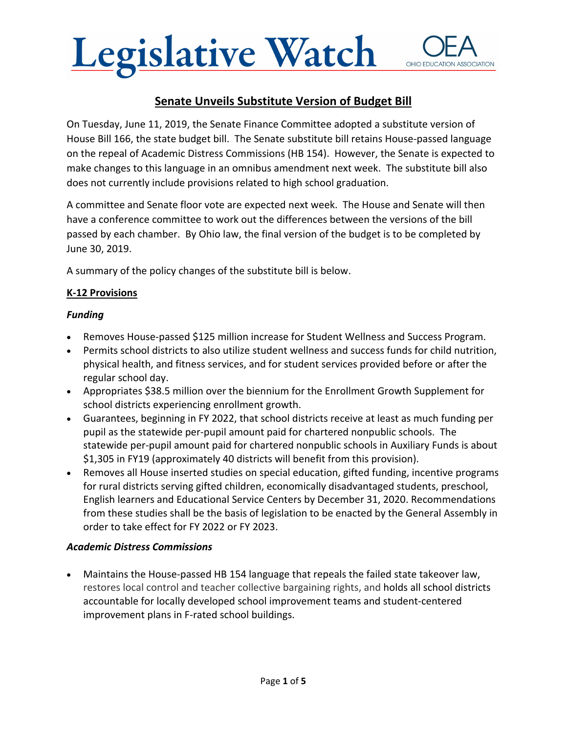# Legislative Watch

OEA OHIO EDUCATION ASSOCIATION

## Senate Unveils Substitute Version of Budget Bill

On Tuesday, June 11, 2019, the Senate Finance Committee adopted a substitute version of House Bill 166, the state budget bill. The Senate substitute bill retains House-passed language on the repeal of Academic Distress Commissions (HB 154). However, the Senate is expected to make changes to this language in an omnibus amendment next week. The substitute bill also does not currently include provisions related to high school graduation.

A committee and Senate floor vote are expected next week. The House and Senate will then have a conference committee to work out the differences between the versions of the bill passed by each chamber. By Ohio law, the final version of the budget is to be completed by June 30, 2019.

A summary of the policy changes of the substitute bill is below.

### K-12 Provisions

#### *Funding*

- Removes House-passed $125 million increase for Student Wellness and Success Program.
- Permits school districts to also utilize student wellness and success funds for child nutrition, physical health, and fitness services, and for student services provided before or after the regular school day.
- Appropriates $38.5 million over the biennium for the Enrollment Growth Supplement for school districts experiencing enrollment growth.
- Guarantees, beginning in FY 2022, that school districts receive at least as much funding per pupil as the statewide per-pupil amount paid for chartered nonpublic schools. The statewide per-pupil amount paid for chartered nonpublic schools in Auxiliary Funds is about $1,305 in FY19 (approximately 40 districts will benefit from this provision).
- Removes all House inserted studies on special education, gifted funding, incentive programs for rural districts serving gifted children, economically disadvantaged students, preschool, English learners and Educational Service Centers by December 31, 2020. Recommendations from these studies shall be the basis of legislation to be enacted by the General Assembly in order to take effect for FY 2022 or FY 2023.

#### *Academic Distress Commissions*

- Maintains the House-passed HB 154 language that repeals the failed state takeover law, restores local control and teacher collective bargaining rights, and holds all school districts accountable for locally developed school improvement teams and student-centered improvement plans in F-rated school buildings.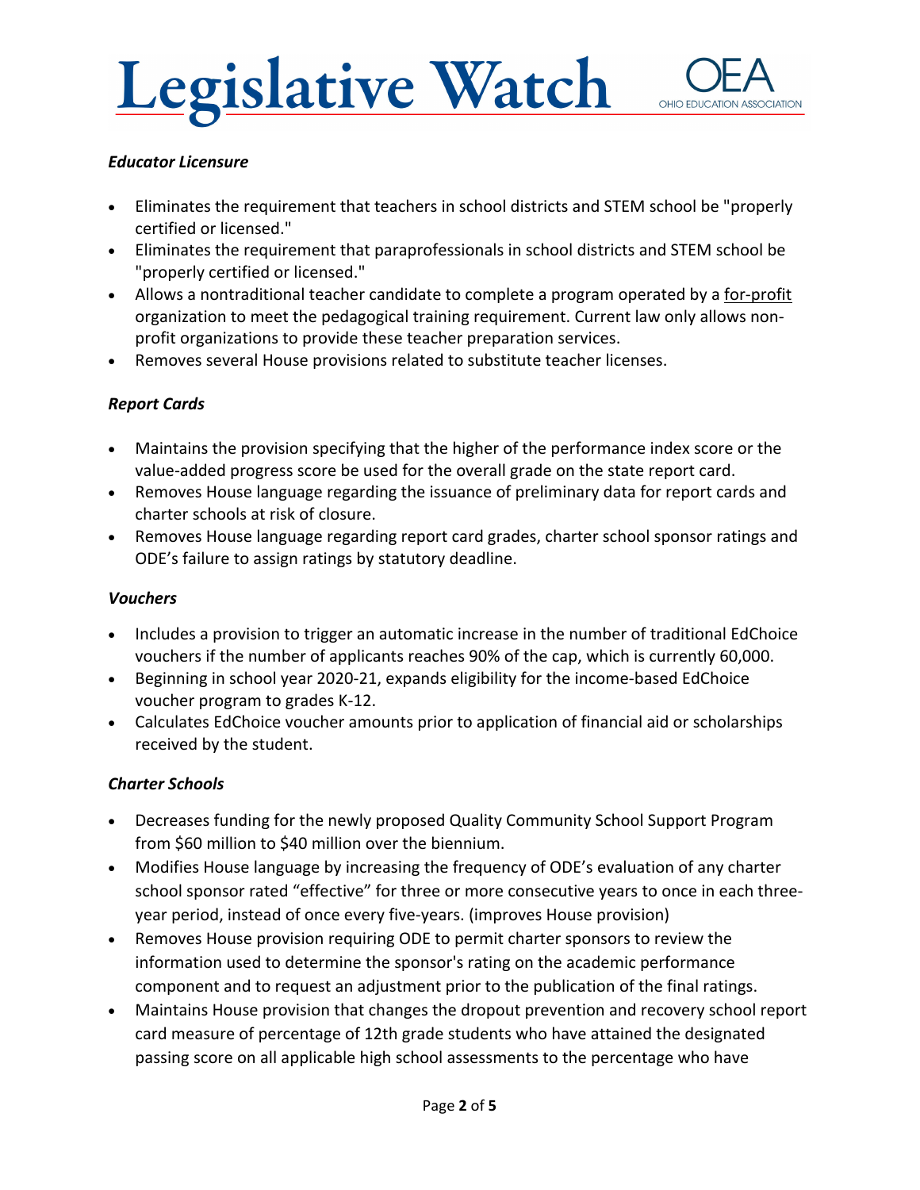### *Educator Licensure*

- Eliminates the requirement that teachers in school districts and STEM school be "properly certified or licensed."
- Eliminates the requirement that paraprofessionals in school districts and STEM school be "properly certified or licensed."
- Allows a nontraditional teacher candidate to complete a program operated by a for-profit organization to meet the pedagogical training requirement. Current law only allows non-profit organizations to provide these teacher preparation services.
- Removes several House provisions related to substitute teacher licenses.

### *Report Cards*

- Maintains the provision specifying that the higher of the performance index score or the value-added progress score be used for the overall grade on the state report card.
- Removes House language regarding the issuance of preliminary data for report cards and charter schools at risk of closure.
- Removes House language regarding report card grades, charter school sponsor ratings and ODE's failure to assign ratings by statutory deadline.

### *Vouchers*

- Includes a provision to trigger an automatic increase in the number of traditional EdChoice vouchers if the number of applicants reaches 90% of the cap, which is currently 60,000.
- Beginning in school year 2020-21, expands eligibility for the income-based EdChoice voucher program to grades K-12.
- Calculates EdChoice voucher amounts prior to application of financial aid or scholarships received by the student.

### *Charter Schools*

- Decreases funding for the newly proposed Quality Community School Support Program from $60 million to $40 million over the biennium.
- Modifies House language by increasing the frequency of ODE's evaluation of any charter school sponsor rated "effective" for three or more consecutive years to once in each three-year period, instead of once every five-years. (improves House provision)
- Removes House provision requiring ODE to permit charter sponsors to review the information used to determine the sponsor's rating on the academic performance component and to request an adjustment prior to the publication of the final ratings.
- Maintains House provision that changes the dropout prevention and recovery school report card measure of percentage of 12th grade students who have attained the designated passing score on all applicable high school assessments to the percentage who have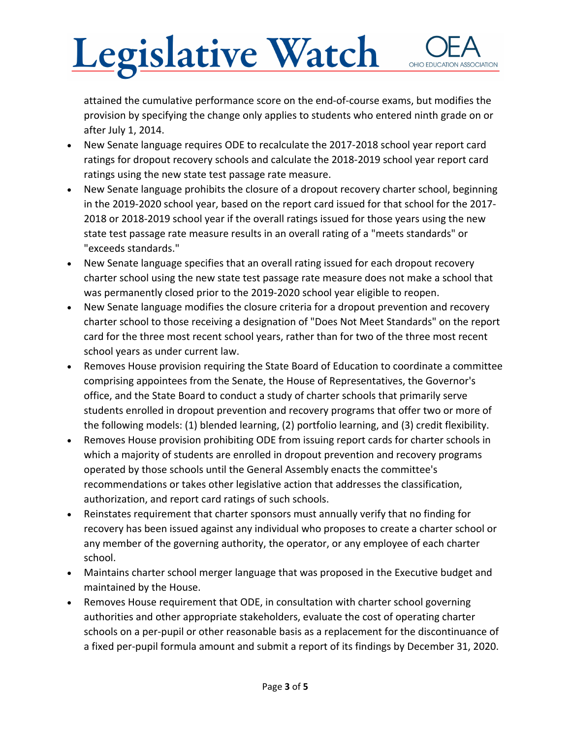attained the cumulative performance score on the end-of-course exams, but modifies the provision by specifying the change only applies to students who entered ninth grade on or after July 1, 2014.

- New Senate language requires ODE to recalculate the 2017-2018 school year report card ratings for dropout recovery schools and calculate the 2018-2019 school year report card ratings using the new state test passage rate measure.
- New Senate language prohibits the closure of a dropout recovery charter school, beginning in the 2019-2020 school year, based on the report card issued for that school for the 2017-2018 or 2018-2019 school year if the overall ratings issued for those years using the new state test passage rate measure results in an overall rating of a "meets standards" or "exceeds standards."
- New Senate language specifies that an overall rating issued for each dropout recovery charter school using the new state test passage rate measure does not make a school that was permanently closed prior to the 2019-2020 school year eligible to reopen.
- New Senate language modifies the closure criteria for a dropout prevention and recovery charter school to those receiving a designation of "Does Not Meet Standards" on the report card for the three most recent school years, rather than for two of the three most recent school years as under current law.
- Removes House provision requiring the State Board of Education to coordinate a committee comprising appointees from the Senate, the House of Representatives, the Governor's office, and the State Board to conduct a study of charter schools that primarily serve students enrolled in dropout prevention and recovery programs that offer two or more of the following models: (1) blended learning, (2) portfolio learning, and (3) credit flexibility.
- Removes House provision prohibiting ODE from issuing report cards for charter schools in which a majority of students are enrolled in dropout prevention and recovery programs operated by those schools until the General Assembly enacts the committee's recommendations or takes other legislative action that addresses the classification, authorization, and report card ratings of such schools.
- Reinstates requirement that charter sponsors must annually verify that no finding for recovery has been issued against any individual who proposes to create a charter school or any member of the governing authority, the operator, or any employee of each charter school.
- Maintains charter school merger language that was proposed in the Executive budget and maintained by the House.
- Removes House requirement that ODE, in consultation with charter school governing authorities and other appropriate stakeholders, evaluate the cost of operating charter schools on a per-pupil or other reasonable basis as a replacement for the discontinuance of a fixed per-pupil formula amount and submit a report of its findings by December 31, 2020.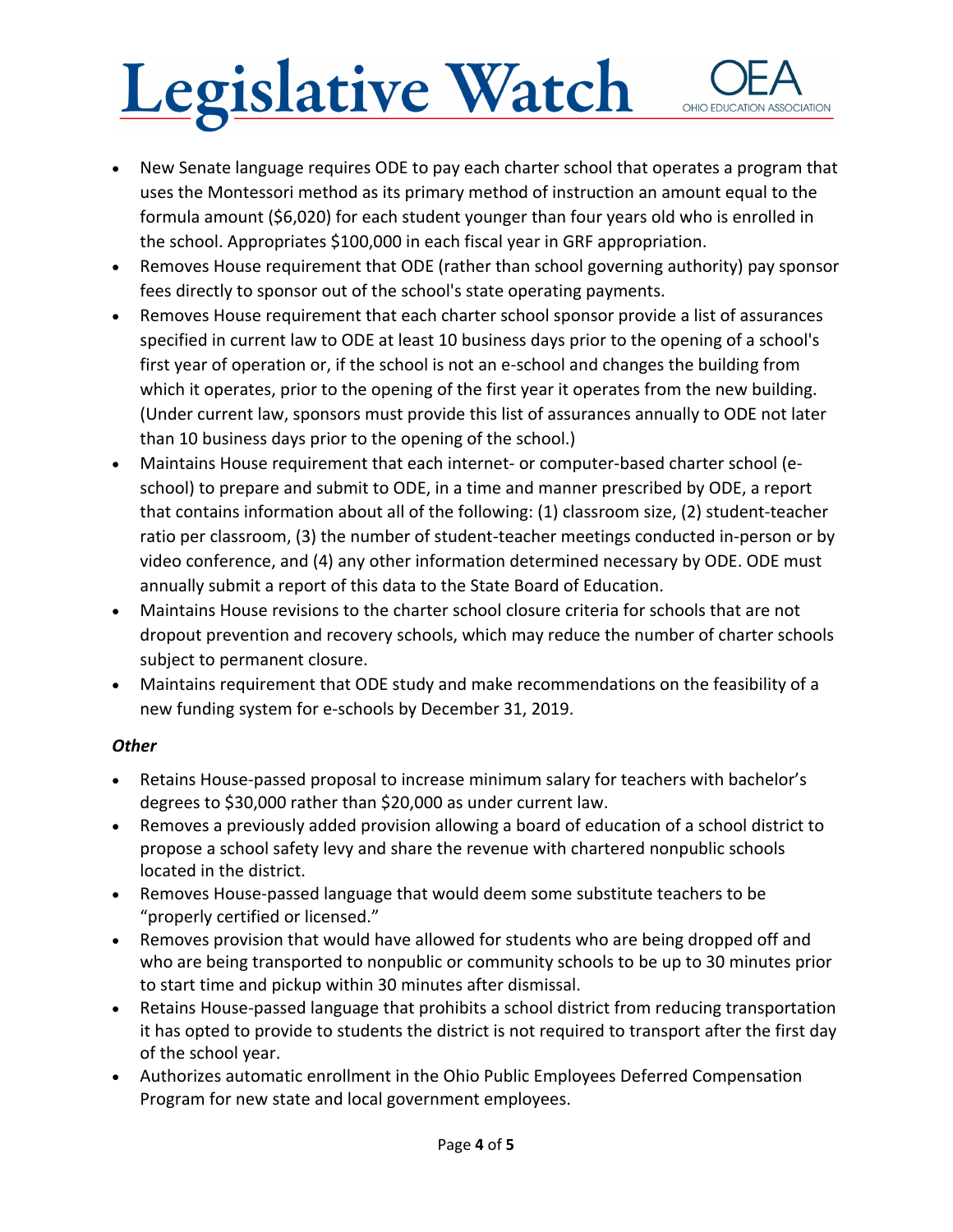- New Senate language requires ODE to pay each charter school that operates a program that uses the Montessori method as its primary method of instruction an amount equal to the formula amount ($6,020) for each student younger than four years old who is enrolled in the school. Appropriates $100,000 in each fiscal year in GRF appropriation.
- Removes House requirement that ODE (rather than school governing authority) pay sponsor fees directly to sponsor out of the school's state operating payments.
- Removes House requirement that each charter school sponsor provide a list of assurances specified in current law to ODE at least 10 business days prior to the opening of a school's first year of operation or, if the school is not an e-school and changes the building from which it operates, prior to the opening of the first year it operates from the new building. (Under current law, sponsors must provide this list of assurances annually to ODE not later than 10 business days prior to the opening of the school.)
- Maintains House requirement that each internet- or computer-based charter school (e-school) to prepare and submit to ODE, in a time and manner prescribed by ODE, a report that contains information about all of the following: (1) classroom size, (2) student-teacher ratio per classroom, (3) the number of student-teacher meetings conducted in-person or by video conference, and (4) any other information determined necessary by ODE. ODE must annually submit a report of this data to the State Board of Education.
- Maintains House revisions to the charter school closure criteria for schools that are not dropout prevention and recovery schools, which may reduce the number of charter schools subject to permanent closure.
- Maintains requirement that ODE study and make recommendations on the feasibility of a new funding system for e-schools by December 31, 2019.

***Other***

- Retains House-passed proposal to increase minimum salary for teachers with bachelor's degrees to $30,000 rather than $20,000 as under current law.
- Removes a previously added provision allowing a board of education of a school district to propose a school safety levy and share the revenue with chartered nonpublic schools located in the district.
- Removes House-passed language that would deem some substitute teachers to be "properly certified or licensed."
- Removes provision that would have allowed for students who are being dropped off and who are being transported to nonpublic or community schools to be up to 30 minutes prior to start time and pickup within 30 minutes after dismissal.
- Retains House-passed language that prohibits a school district from reducing transportation it has opted to provide to students the district is not required to transport after the first day of the school year.
- Authorizes automatic enrollment in the Ohio Public Employees Deferred Compensation Program for new state and local government employees.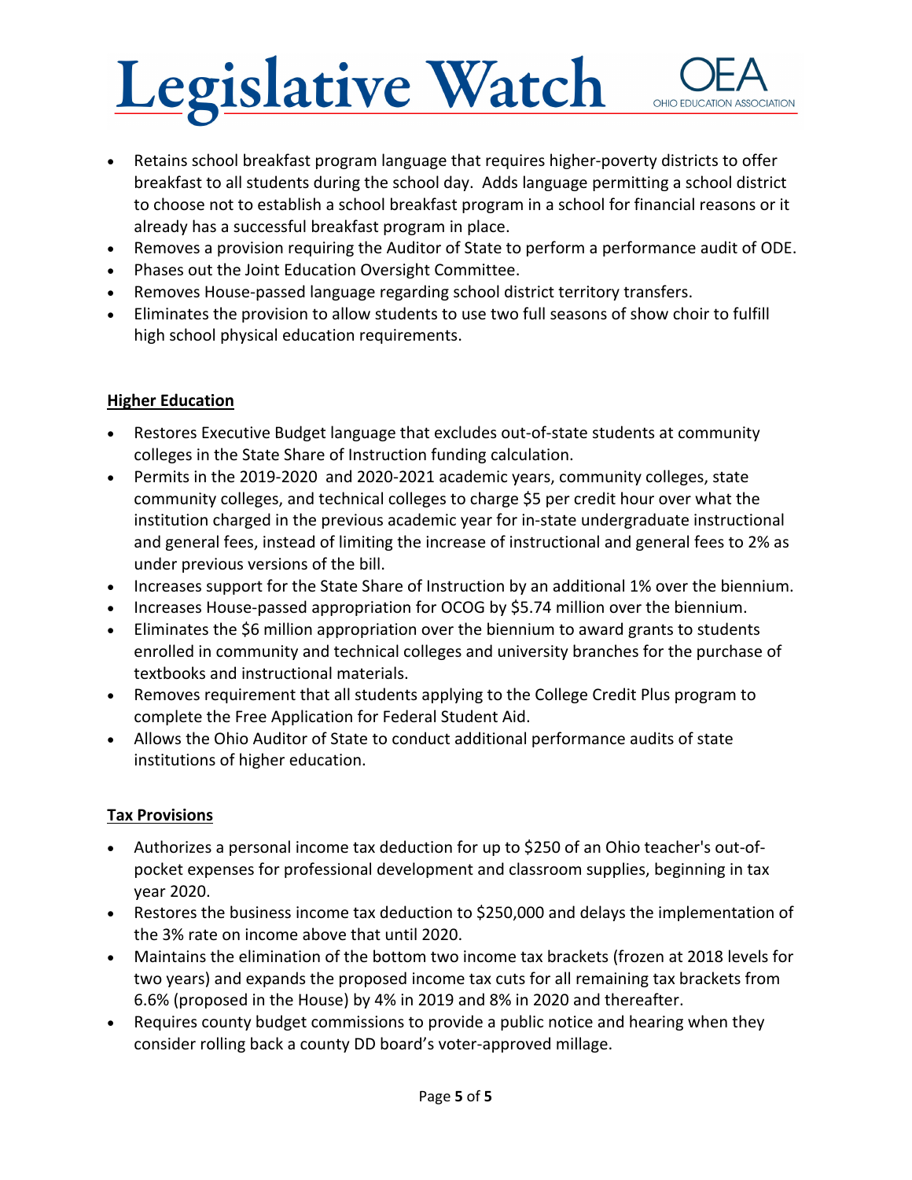- Retains school breakfast program language that requires higher-poverty districts to offer breakfast to all students during the school day. Adds language permitting a school district to choose not to establish a school breakfast program in a school for financial reasons or it already has a successful breakfast program in place.
- Removes a provision requiring the Auditor of State to perform a performance audit of ODE.
- Phases out the Joint Education Oversight Committee.
- Removes House-passed language regarding school district territory transfers.
- Eliminates the provision to allow students to use two full seasons of show choir to fulfill high school physical education requirements.

**Higher Education**

- Restores Executive Budget language that excludes out-of-state students at community colleges in the State Share of Instruction funding calculation.
- Permits in the 2019-2020 and 2020-2021 academic years, community colleges, state community colleges, and technical colleges to charge $5 per credit hour over what the institution charged in the previous academic year for in-state undergraduate instructional and general fees, instead of limiting the increase of instructional and general fees to 2% as under previous versions of the bill.
- Increases support for the State Share of Instruction by an additional 1% over the biennium.
- Increases House-passed appropriation for OCOG by $5.74 million over the biennium.
- Eliminates the $6 million appropriation over the biennium to award grants to students enrolled in community and technical colleges and university branches for the purchase of textbooks and instructional materials.
- Removes requirement that all students applying to the College Credit Plus program to complete the Free Application for Federal Student Aid.
- Allows the Ohio Auditor of State to conduct additional performance audits of state institutions of higher education.

**Tax Provisions**

- Authorizes a personal income tax deduction for up to $250 of an Ohio teacher's out-of-pocket expenses for professional development and classroom supplies, beginning in tax year 2020.
- Restores the business income tax deduction to $250,000 and delays the implementation of the 3% rate on income above that until 2020.
- Maintains the elimination of the bottom two income tax brackets (frozen at 2018 levels for two years) and expands the proposed income tax cuts for all remaining tax brackets from 6.6% (proposed in the House) by 4% in 2019 and 8% in 2020 and thereafter.
- Requires county budget commissions to provide a public notice and hearing when they consider rolling back a county DD board's voter-approved millage.